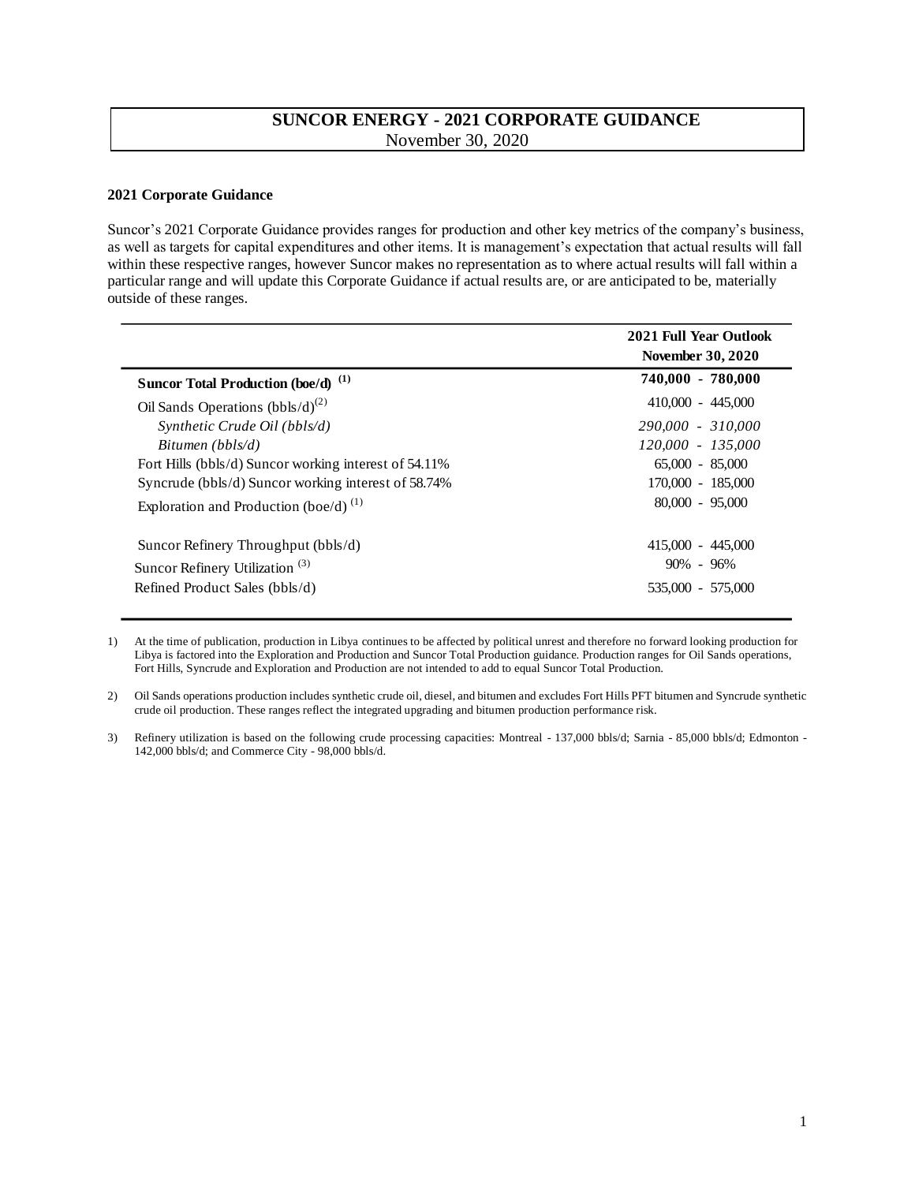# SUNCOR ENERGY - 2021 CORPORATE GUIDANCE

November 30, 2020

## 2021 Corporate Guidance

Suncor's 2021 Corporate Guidance provides ranges for production and other key metrics of the company's business, as well as targets for capital expenditures and other items. It is management's expectation that actual results will fall within these respective ranges, however Suncor makes no representation as to where actual results will fall within a particular range and will update this Corporate Guidance if actual results are, or are anticipated to be, materially outside of these ranges.

| | 2021 Full Year Outlook November 30, 2020 |
|---|---|
| **Suncor Total Production (boe/d)** [(1)] | **740,000 - 780,000** |
| Oil Sands Operations (bbls/d)[(2)] | 410,000 - 445,000 |
| *Synthetic Crude Oil (bbls/d)* | *290,000 - 310,000* |
| *Bitumen (bbls/d)* | *120,000 - 135,000* |
| Fort Hills (bbls/d) Suncor working interest of 54.11% | 65,000 - 85,000 |
| Syncrude (bbls/d) Suncor working interest of 58.74% | 170,000 - 185,000 |
| Exploration and Production (boe/d) [(1)] | 80,000 - 95,000 |
| Suncor Refinery Throughput (bbls/d) | 415,000 - 445,000 |
| Suncor Refinery Utilization [(3)] | 90% - 96% |
| Refined Product Sales (bbls/d) | 535,000 - 575,000 |

1) At the time of publication, production in Libya continues to be affected by political unrest and therefore no forward looking production for Libya is factored into the Exploration and Production and Suncor Total Production guidance. Production ranges for Oil Sands operations, Fort Hills, Syncrude and Exploration and Production are not intended to add to equal Suncor Total Production.

2) Oil Sands operations production includes synthetic crude oil, diesel, and bitumen and excludes Fort Hills PFT bitumen and Syncrude synthetic crude oil production. These ranges reflect the integrated upgrading and bitumen production performance risk.

3) Refinery utilization is based on the following crude processing capacities: Montreal - 137,000 bbls/d; Sarnia - 85,000 bbls/d; Edmonton - 142,000 bbls/d; and Commerce City - 98,000 bbls/d.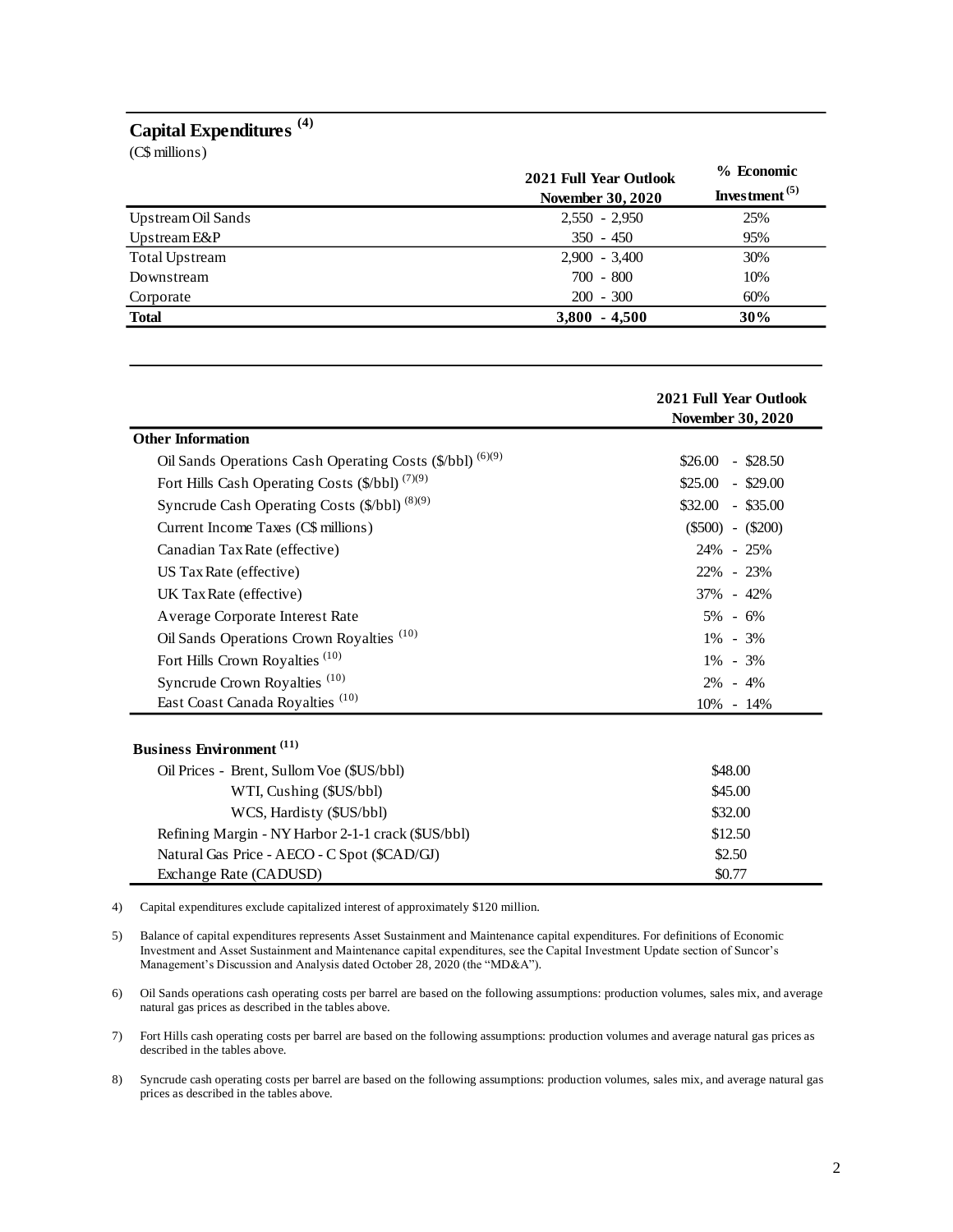## Capital Expenditures [4]

(C$ millions)

| | 2021 Full Year Outlook November 30, 2020 | % Economic Investment [5] |
|---|---|---|
| Upstream Oil Sands | 2,550 - 2,950 | 25% |
| Upstream E&P | 350 - 450 | 95% |
| Total Upstream | 2,900 - 3,400 | 30% |
| Downstream | 700 - 800 | 10% |
| Corporate | 200 - 300 | 60% |
| **Total** | **3,800 - 4,500** | **30%** |

| | 2021 Full Year Outlook November 30, 2020 |
|---|---|
| **Other Information** | |
| Oil Sands Operations Cash Operating Costs ($/bbl) [6][9] | $26.00 - $28.50 |
| Fort Hills Cash Operating Costs ($/bbl) [7][9] | $25.00 - $29.00 |
| Syncrude Cash Operating Costs ($/bbl) [8][9] | $32.00 - $35.00 |
| Current Income Taxes (C$ millions) | ($500) - ($200) |
| Canadian Tax Rate (effective) | 24% - 25% |
| US Tax Rate (effective) | 22% - 23% |
| UK Tax Rate (effective) | 37% - 42% |
| Average Corporate Interest Rate | 5% - 6% |
| Oil Sands Operations Crown Royalties [10] | 1% - 3% |
| Fort Hills Crown Royalties [10] | 1% - 3% |
| Syncrude Crown Royalties [10] | 2% - 4% |
| East Coast Canada Royalties [10] | 10% - 14% |
| **Business Environment [11]** | |
| Oil Prices - Brent, Sullom Voe ($US/bbl) | $48.00 |
| WTI, Cushing ($US/bbl) | $45.00 |
| WCS, Hardisty ($US/bbl) | $32.00 |
| Refining Margin - NY Harbor 2-1-1 crack ($US/bbl) | $12.50 |
| Natural Gas Price - AECO - C Spot ($CAD/GJ) | $2.50 |
| Exchange Rate (CADUSD) | $0.77 |

4) Capital expenditures exclude capitalized interest of approximately $120 million.

5) Balance of capital expenditures represents Asset Sustainment and Maintenance capital expenditures. For definitions of Economic Investment and Asset Sustainment and Maintenance capital expenditures, see the Capital Investment Update section of Suncor's Management's Discussion and Analysis dated October 28, 2020 (the "MD&A").

6) Oil Sands operations cash operating costs per barrel are based on the following assumptions: production volumes, sales mix, and average natural gas prices as described in the tables above.

7) Fort Hills cash operating costs per barrel are based on the following assumptions: production volumes and average natural gas prices as described in the tables above.

8) Syncrude cash operating costs per barrel are based on the following assumptions: production volumes, sales mix, and average natural gas prices as described in the tables above.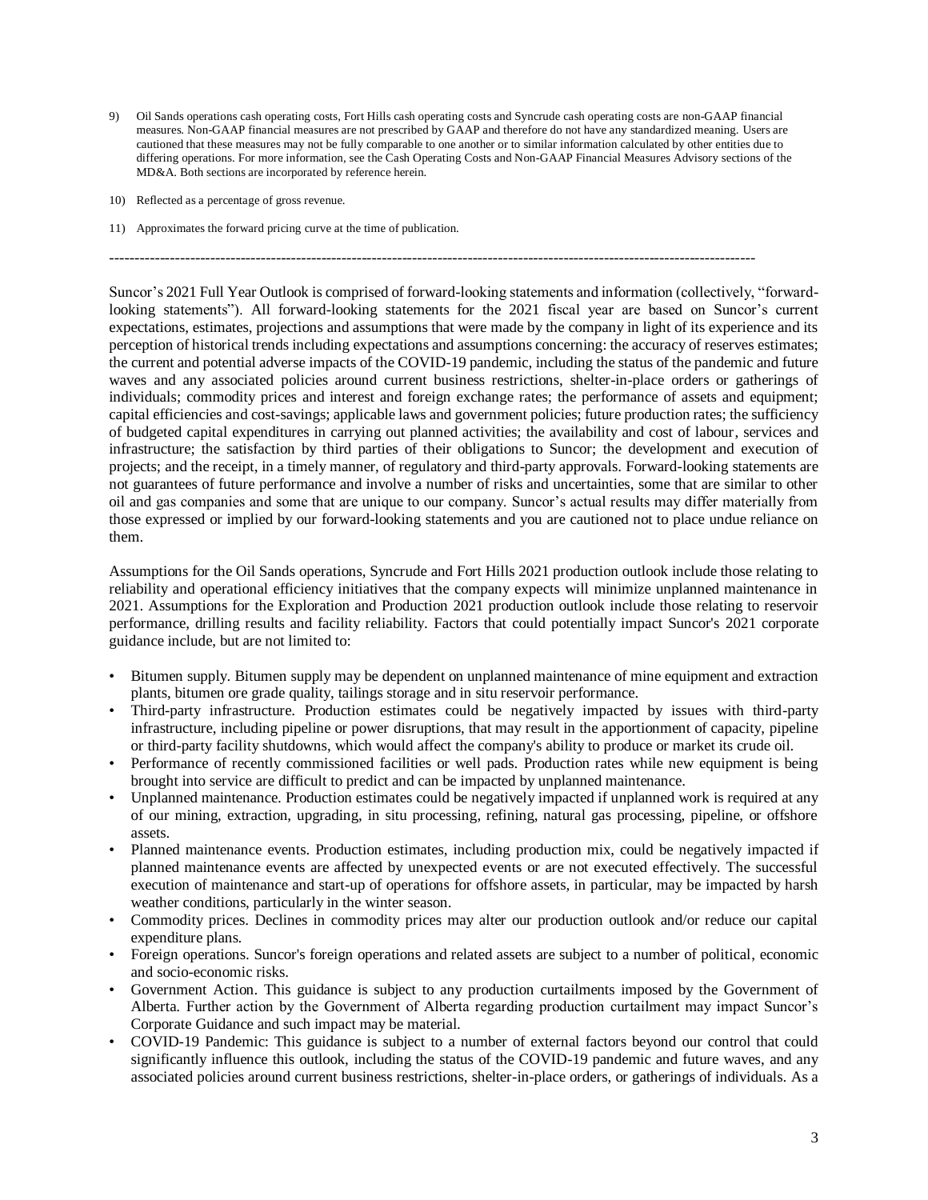9) Oil Sands operations cash operating costs, Fort Hills cash operating costs and Syncrude cash operating costs are non-GAAP financial measures. Non-GAAP financial measures are not prescribed by GAAP and therefore do not have any standardized meaning. Users are cautioned that these measures may not be fully comparable to one another or to similar information calculated by other entities due to differing operations. For more information, see the Cash Operating Costs and Non-GAAP Financial Measures Advisory sections of the MD&A. Both sections are incorporated by reference herein.

10) Reflected as a percentage of gross revenue.

11) Approximates the forward pricing curve at the time of publication.

---

Suncor's 2021 Full Year Outlook is comprised of forward-looking statements and information (collectively, "forward-looking statements"). All forward-looking statements for the 2021 fiscal year are based on Suncor's current expectations, estimates, projections and assumptions that were made by the company in light of its experience and its perception of historical trends including expectations and assumptions concerning: the accuracy of reserves estimates; the current and potential adverse impacts of the COVID-19 pandemic, including the status of the pandemic and future waves and any associated policies around current business restrictions, shelter-in-place orders or gatherings of individuals; commodity prices and interest and foreign exchange rates; the performance of assets and equipment; capital efficiencies and cost-savings; applicable laws and government policies; future production rates; the sufficiency of budgeted capital expenditures in carrying out planned activities; the availability and cost of labour, services and infrastructure; the satisfaction by third parties of their obligations to Suncor; the development and execution of projects; and the receipt, in a timely manner, of regulatory and third-party approvals. Forward-looking statements are not guarantees of future performance and involve a number of risks and uncertainties, some that are similar to other oil and gas companies and some that are unique to our company. Suncor's actual results may differ materially from those expressed or implied by our forward-looking statements and you are cautioned not to place undue reliance on them.

Assumptions for the Oil Sands operations, Syncrude and Fort Hills 2021 production outlook include those relating to reliability and operational efficiency initiatives that the company expects will minimize unplanned maintenance in 2021. Assumptions for the Exploration and Production 2021 production outlook include those relating to reservoir performance, drilling results and facility reliability. Factors that could potentially impact Suncor's 2021 corporate guidance include, but are not limited to:

- Bitumen supply. Bitumen supply may be dependent on unplanned maintenance of mine equipment and extraction plants, bitumen ore grade quality, tailings storage and in situ reservoir performance.
- Third-party infrastructure. Production estimates could be negatively impacted by issues with third-party infrastructure, including pipeline or power disruptions, that may result in the apportionment of capacity, pipeline or third-party facility shutdowns, which would affect the company's ability to produce or market its crude oil.
- Performance of recently commissioned facilities or well pads. Production rates while new equipment is being brought into service are difficult to predict and can be impacted by unplanned maintenance.
- Unplanned maintenance. Production estimates could be negatively impacted if unplanned work is required at any of our mining, extraction, upgrading, in situ processing, refining, natural gas processing, pipeline, or offshore assets.
- Planned maintenance events. Production estimates, including production mix, could be negatively impacted if planned maintenance events are affected by unexpected events or are not executed effectively. The successful execution of maintenance and start-up of operations for offshore assets, in particular, may be impacted by harsh weather conditions, particularly in the winter season.
- Commodity prices. Declines in commodity prices may alter our production outlook and/or reduce our capital expenditure plans.
- Foreign operations. Suncor's foreign operations and related assets are subject to a number of political, economic and socio-economic risks.
- Government Action. This guidance is subject to any production curtailments imposed by the Government of Alberta. Further action by the Government of Alberta regarding production curtailment may impact Suncor's Corporate Guidance and such impact may be material.
- COVID-19 Pandemic: This guidance is subject to a number of external factors beyond our control that could significantly influence this outlook, including the status of the COVID-19 pandemic and future waves, and any associated policies around current business restrictions, shelter-in-place orders, or gatherings of individuals. As a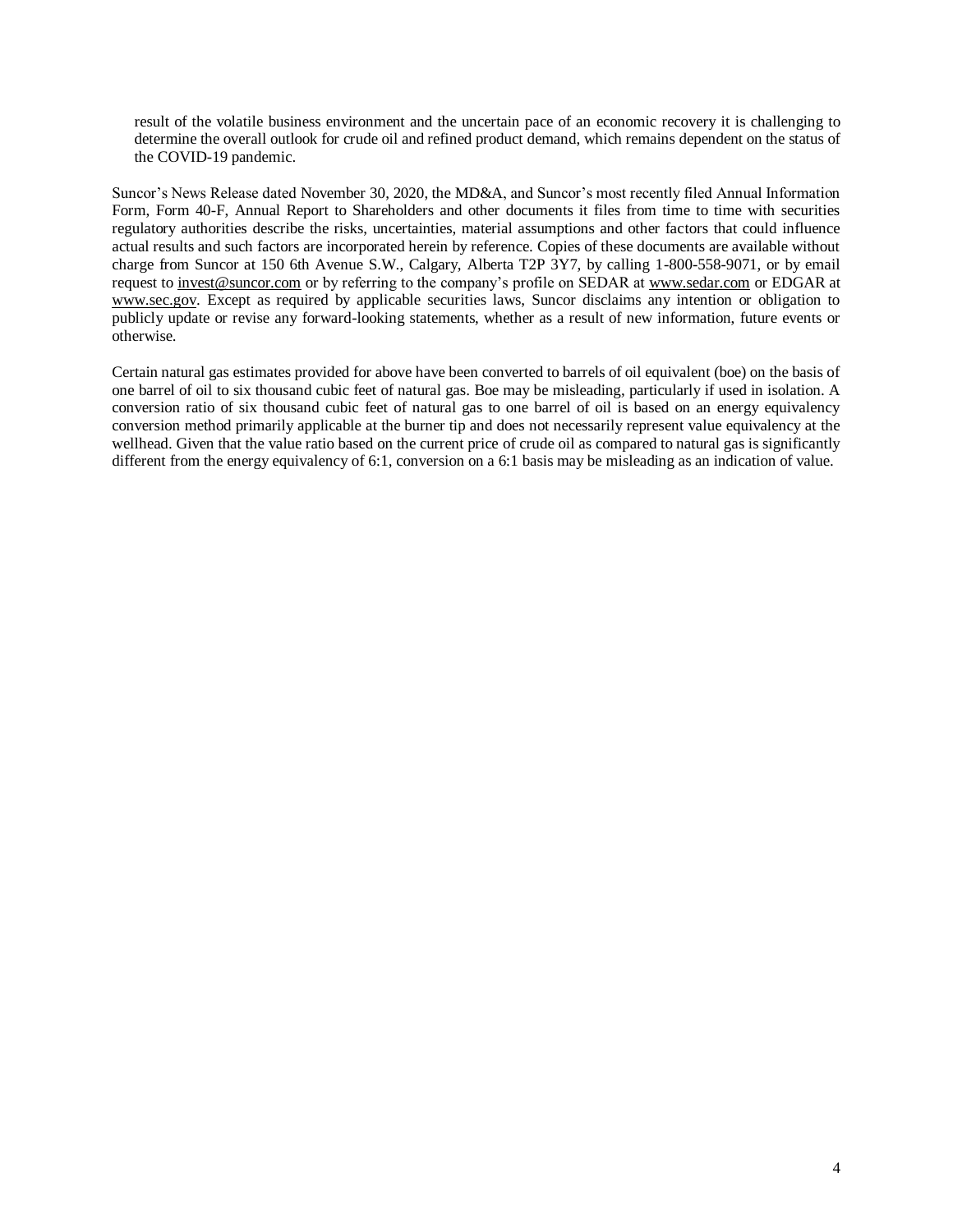result of the volatile business environment and the uncertain pace of an economic recovery it is challenging to determine the overall outlook for crude oil and refined product demand, which remains dependent on the status of the COVID-19 pandemic.

Suncor's News Release dated November 30, 2020, the MD&A, and Suncor's most recently filed Annual Information Form, Form 40-F, Annual Report to Shareholders and other documents it files from time to time with securities regulatory authorities describe the risks, uncertainties, material assumptions and other factors that could influence actual results and such factors are incorporated herein by reference. Copies of these documents are available without charge from Suncor at 150 6th Avenue S.W., Calgary, Alberta T2P 3Y7, by calling 1-800-558-9071, or by email request to invest@suncor.com or by referring to the company's profile on SEDAR at www.sedar.com or EDGAR at www.sec.gov. Except as required by applicable securities laws, Suncor disclaims any intention or obligation to publicly update or revise any forward-looking statements, whether as a result of new information, future events or otherwise.

Certain natural gas estimates provided for above have been converted to barrels of oil equivalent (boe) on the basis of one barrel of oil to six thousand cubic feet of natural gas. Boe may be misleading, particularly if used in isolation. A conversion ratio of six thousand cubic feet of natural gas to one barrel of oil is based on an energy equivalency conversion method primarily applicable at the burner tip and does not necessarily represent value equivalency at the wellhead. Given that the value ratio based on the current price of crude oil as compared to natural gas is significantly different from the energy equivalency of 6:1, conversion on a 6:1 basis may be misleading as an indication of value.